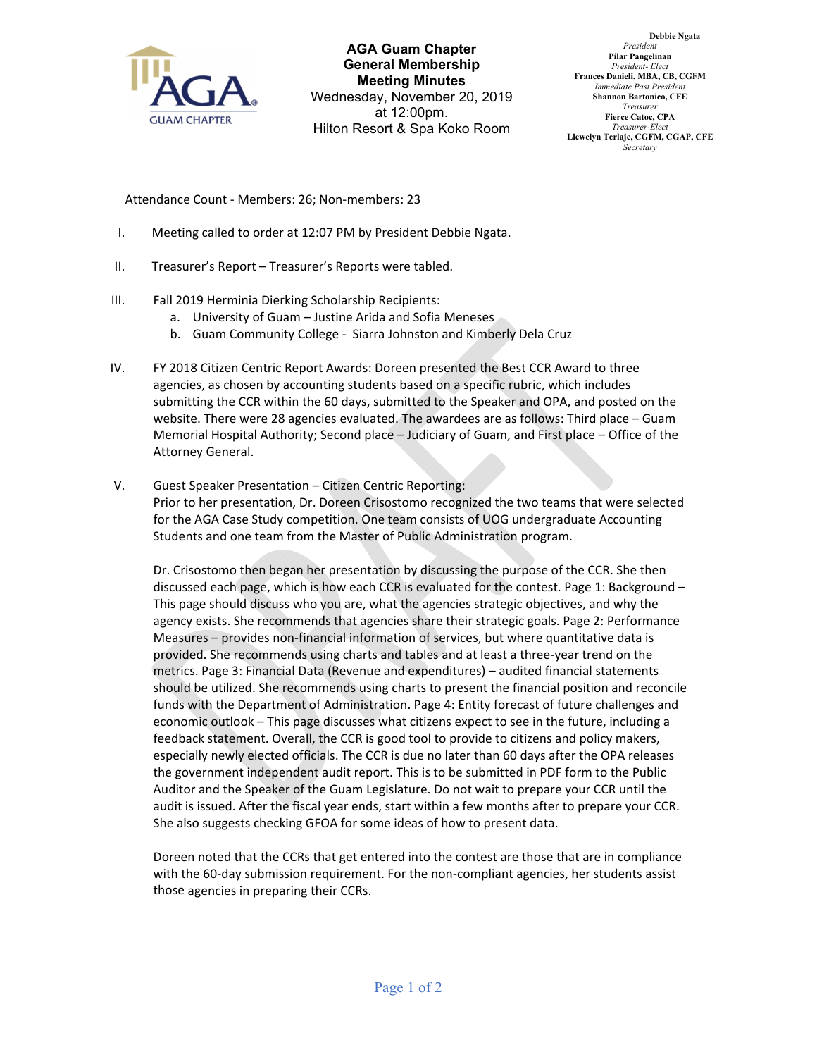# AGA Guam Chapter
## General Membership Meeting Minutes

Wednesday, November 20, 2019
at 12:00pm.
Hilton Resort & Spa Koko Room

**Debbie Ngata**
*President*
**Pilar Pangelinan**
*President- Elect*
**Frances Danieli, MBA, CB, CGFM**
*Immediate Past President*
**Shannon Bartonico, CFE**
*Treasurer*
**Fierce Catoc, CPA**
*Treasurer-Elect*
**Llewelyn Terlaje, CGFM, CGAP, CFE**
*Secretary*

Attendance Count - Members: 26; Non-members: 23

I. Meeting called to order at 12:07 PM by President Debbie Ngata.

II. Treasurer's Report – Treasurer's Reports were tabled.

III. Fall 2019 Herminia Dierking Scholarship Recipients:
   a. University of Guam – Justine Arida and Sofia Meneses
   b. Guam Community College - Siarra Johnston and Kimberly Dela Cruz

IV. FY 2018 Citizen Centric Report Awards: Doreen presented the Best CCR Award to three agencies, as chosen by accounting students based on a specific rubric, which includes submitting the CCR within the 60 days, submitted to the Speaker and OPA, and posted on the website. There were 28 agencies evaluated. The awardees are as follows: Third place – Guam Memorial Hospital Authority; Second place – Judiciary of Guam, and First place – Office of the Attorney General.

V. Guest Speaker Presentation – Citizen Centric Reporting:
Prior to her presentation, Dr. Doreen Crisostomo recognized the two teams that were selected for the AGA Case Study competition. One team consists of UOG undergraduate Accounting Students and one team from the Master of Public Administration program.

Dr. Crisostomo then began her presentation by discussing the purpose of the CCR. She then discussed each page, which is how each CCR is evaluated for the contest. Page 1: Background – This page should discuss who you are, what the agencies strategic objectives, and why the agency exists. She recommends that agencies share their strategic goals. Page 2: Performance Measures – provides non-financial information of services, but where quantitative data is provided. She recommends using charts and tables and at least a three-year trend on the metrics. Page 3: Financial Data (Revenue and expenditures) – audited financial statements should be utilized. She recommends using charts to present the financial position and reconcile funds with the Department of Administration. Page 4: Entity forecast of future challenges and economic outlook – This page discusses what citizens expect to see in the future, including a feedback statement. Overall, the CCR is good tool to provide to citizens and policy makers, especially newly elected officials. The CCR is due no later than 60 days after the OPA releases the government independent audit report. This is to be submitted in PDF form to the Public Auditor and the Speaker of the Guam Legislature. Do not wait to prepare your CCR until the audit is issued. After the fiscal year ends, start within a few months after to prepare your CCR. She also suggests checking GFOA for some ideas of how to present data.

Doreen noted that the CCRs that get entered into the contest are those that are in compliance with the 60-day submission requirement. For the non-compliant agencies, her students assist those agencies in preparing their CCRs.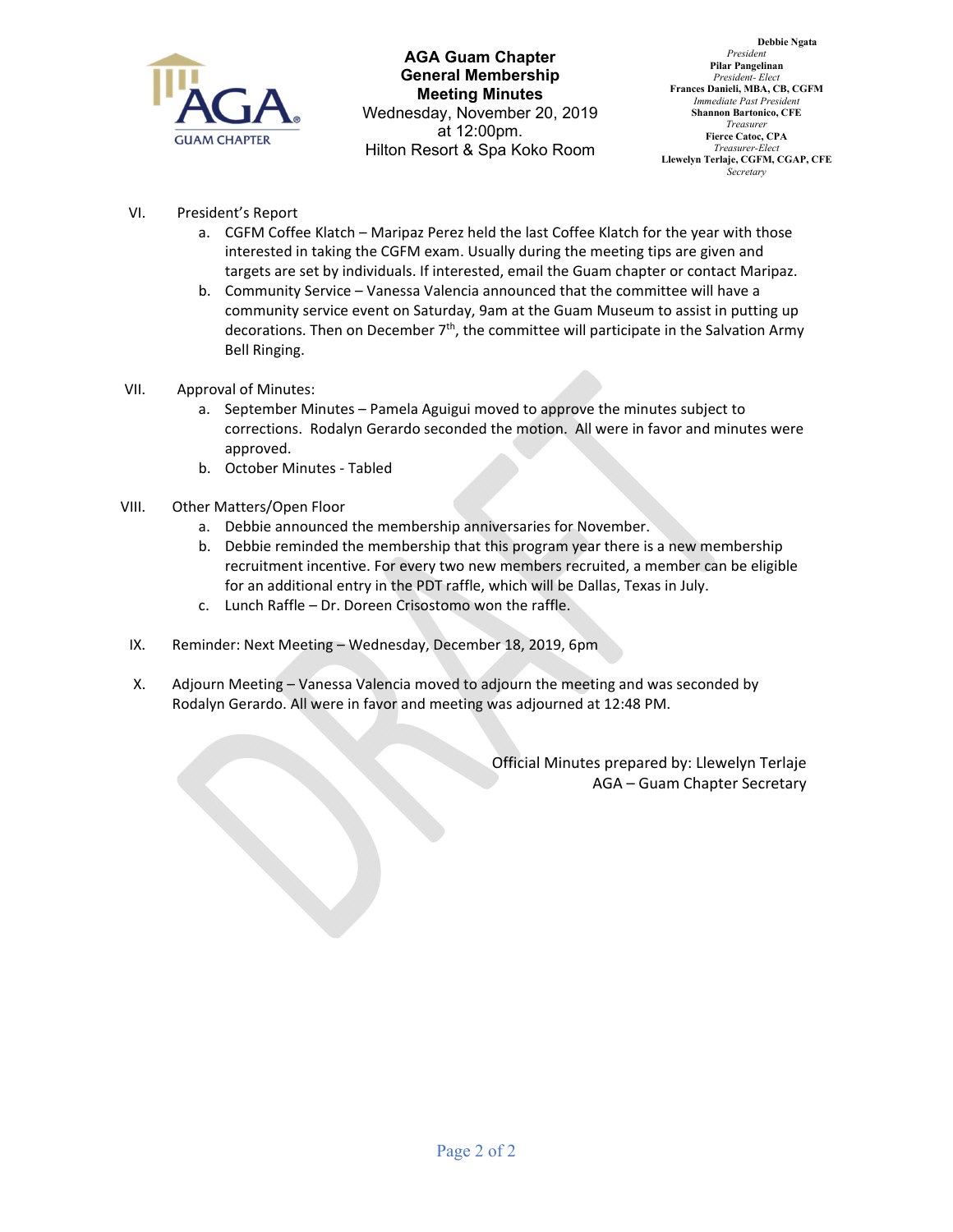# AGA Guam Chapter General Membership Meeting Minutes

Wednesday, November 20, 2019
at 12:00pm.
Hilton Resort & Spa Koko Room

**Debbie Ngata**
*President*
**Pilar Pangelinan**
*President- Elect*
**Frances Danieli, MBA, CB, CGFM**
*Immediate Past President*
**Shannon Bartonico, CFE**
*Treasurer*
**Fierce Catoc, CPA**
*Treasurer-Elect*
**Llewelyn Terlaje, CGFM, CGAP, CFE**
*Secretary*

VI. President's Report

a. CGFM Coffee Klatch – Maripaz Perez held the last Coffee Klatch for the year with those interested in taking the CGFM exam. Usually during the meeting tips are given and targets are set by individuals. If interested, email the Guam chapter or contact Maripaz.

b. Community Service – Vanessa Valencia announced that the committee will have a community service event on Saturday, 9am at the Guam Museum to assist in putting up decorations. Then on December 7th, the committee will participate in the Salvation Army Bell Ringing.

VII. Approval of Minutes:

a. September Minutes – Pamela Aguigui moved to approve the minutes subject to corrections. Rodalyn Gerardo seconded the motion. All were in favor and minutes were approved.

b. October Minutes - Tabled

VIII. Other Matters/Open Floor

a. Debbie announced the membership anniversaries for November.

b. Debbie reminded the membership that this program year there is a new membership recruitment incentive. For every two new members recruited, a member can be eligible for an additional entry in the PDT raffle, which will be Dallas, Texas in July.

c. Lunch Raffle – Dr. Doreen Crisostomo won the raffle.

IX. Reminder: Next Meeting – Wednesday, December 18, 2019, 6pm

X. Adjourn Meeting – Vanessa Valencia moved to adjourn the meeting and was seconded by Rodalyn Gerardo. All were in favor and meeting was adjourned at 12:48 PM.

Official Minutes prepared by: Llewelyn Terlaje
AGA – Guam Chapter Secretary